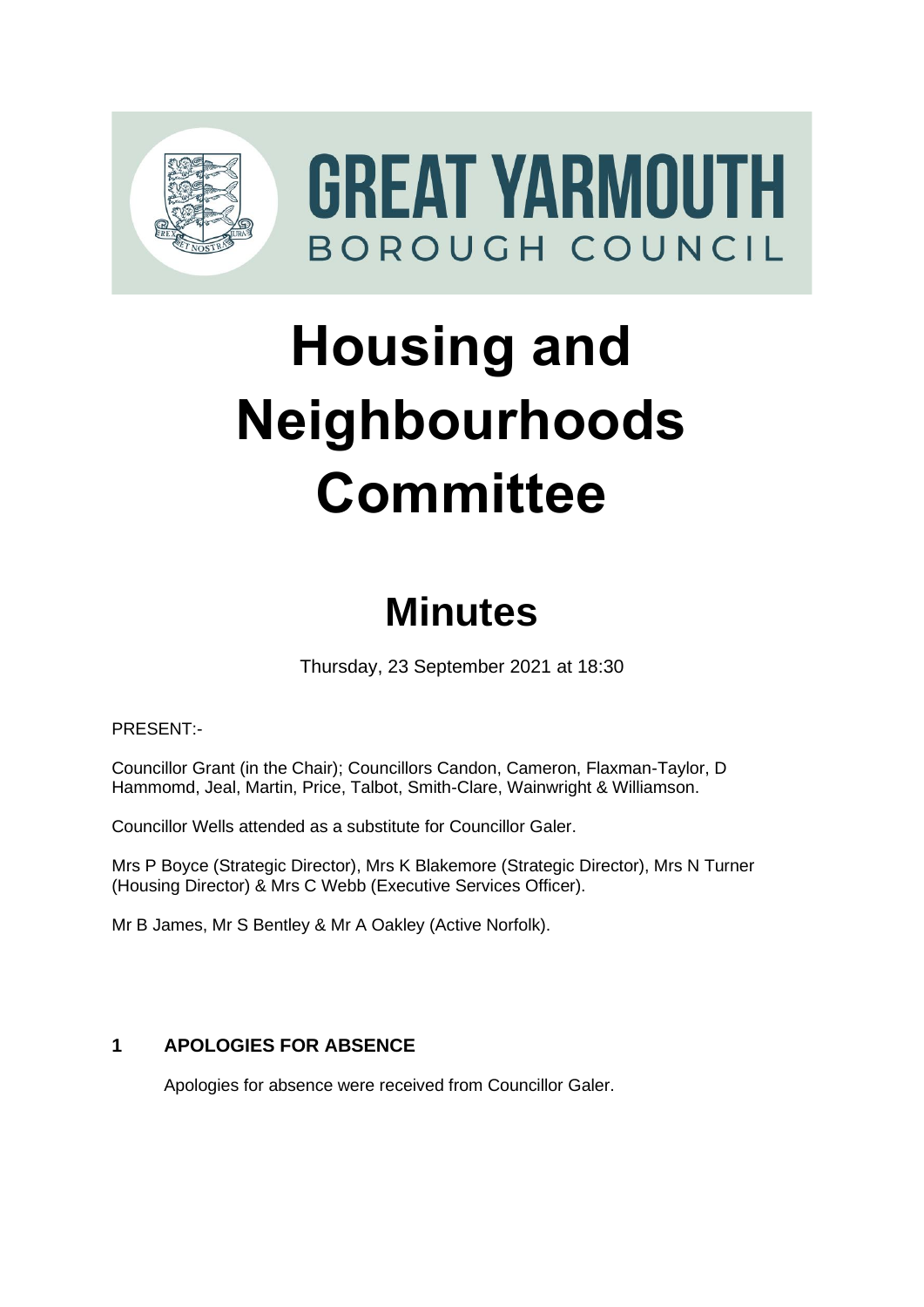GREAT YARMOUTH

BOROUGH COUNCIL

# Housing and Neighbourhoods Committee

# Minutes

Thursday, 23 September 2021 at 18:30

PRESENT:-

Councillor Grant (in the Chair); Councillors Candon, Cameron, Flaxman-Taylor, D Hammomd, Jeal, Martin, Price, Talbot, Smith-Clare, Wainwright & Williamson.

Councillor Wells attended as a substitute for Councillor Galer.

Mrs P Boyce (Strategic Director), Mrs K Blakemore (Strategic Director), Mrs N Turner (Housing Director) & Mrs C Webb (Executive Services Officer).

Mr B James, Mr S Bentley & Mr A Oakley (Active Norfolk).

## 1 APOLOGIES FOR ABSENCE

Apologies for absence were received from Councillor Galer.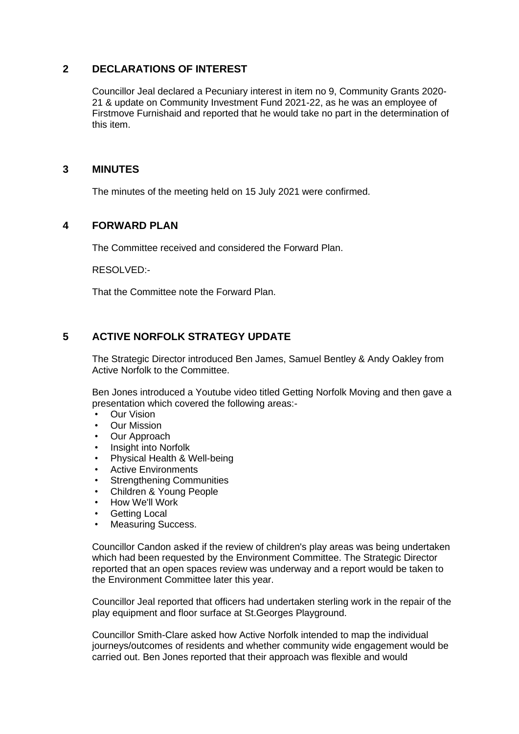## 2 DECLARATIONS OF INTEREST

Councillor Jeal declared a Pecuniary interest in item no 9, Community Grants 2020-21 & update on Community Investment Fund 2021-22, as he was an employee of Firstmove Furnishaid and reported that he would take no part in the determination of this item.

## 3 MINUTES

The minutes of the meeting held on 15 July 2021 were confirmed.

## 4 FORWARD PLAN

The Committee received and considered the Forward Plan.

RESOLVED:-

That the Committee note the Forward Plan.

## 5 ACTIVE NORFOLK STRATEGY UPDATE

The Strategic Director introduced Ben James, Samuel Bentley & Andy Oakley from Active Norfolk to the Committee.

Ben Jones introduced a Youtube video titled Getting Norfolk Moving and then gave a presentation which covered the following areas:-

- Our Vision
- Our Mission
- Our Approach
- Insight into Norfolk
- Physical Health & Well-being
- Active Environments
- Strengthening Communities
- Children & Young People
- How We'll Work
- Getting Local
- Measuring Success.

Councillor Candon asked if the review of children's play areas was being undertaken which had been requested by the Environment Committee. The Strategic Director reported that an open spaces review was underway and a report would be taken to the Environment Committee later this year.

Councillor Jeal reported that officers had undertaken sterling work in the repair of the play equipment and floor surface at St.Georges Playground.

Councillor Smith-Clare asked how Active Norfolk intended to map the individual journeys/outcomes of residents and whether community wide engagement would be carried out. Ben Jones reported that their approach was flexible and would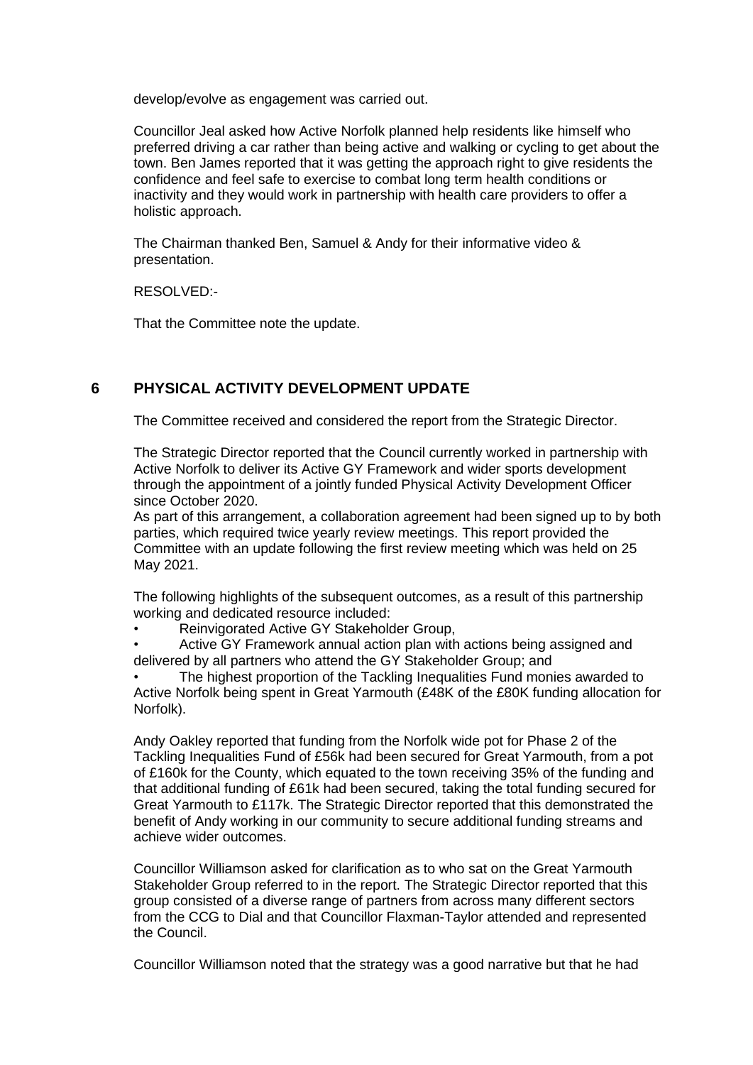develop/evolve as engagement was carried out.

Councillor Jeal asked how Active Norfolk planned help residents like himself who preferred driving a car rather than being active and walking or cycling to get about the town. Ben James reported that it was getting the approach right to give residents the confidence and feel safe to exercise to combat long term health conditions or inactivity and they would work in partnership with health care providers to offer a holistic approach.

The Chairman thanked Ben, Samuel & Andy for their informative video & presentation.

RESOLVED:-

That the Committee note the update.

## 6 PHYSICAL ACTIVITY DEVELOPMENT UPDATE

The Committee received and considered the report from the Strategic Director.

The Strategic Director reported that the Council currently worked in partnership with Active Norfolk to deliver its Active GY Framework and wider sports development through the appointment of a jointly funded Physical Activity Development Officer since October 2020.
As part of this arrangement, a collaboration agreement had been signed up to by both parties, which required twice yearly review meetings. This report provided the Committee with an update following the first review meeting which was held on 25 May 2021.

The following highlights of the subsequent outcomes, as a result of this partnership working and dedicated resource included:

- Reinvigorated Active GY Stakeholder Group,
- Active GY Framework annual action plan with actions being assigned and delivered by all partners who attend the GY Stakeholder Group; and
- The highest proportion of the Tackling Inequalities Fund monies awarded to Active Norfolk being spent in Great Yarmouth (£48K of the £80K funding allocation for Norfolk).

Andy Oakley reported that funding from the Norfolk wide pot for Phase 2 of the Tackling Inequalities Fund of £56k had been secured for Great Yarmouth, from a pot of £160k for the County, which equated to the town receiving 35% of the funding and that additional funding of £61k had been secured, taking the total funding secured for Great Yarmouth to £117k. The Strategic Director reported that this demonstrated the benefit of Andy working in our community to secure additional funding streams and achieve wider outcomes.

Councillor Williamson asked for clarification as to who sat on the Great Yarmouth Stakeholder Group referred to in the report. The Strategic Director reported that this group consisted of a diverse range of partners from across many different sectors from the CCG to Dial and that Councillor Flaxman-Taylor attended and represented the Council.

Councillor Williamson noted that the strategy was a good narrative but that he had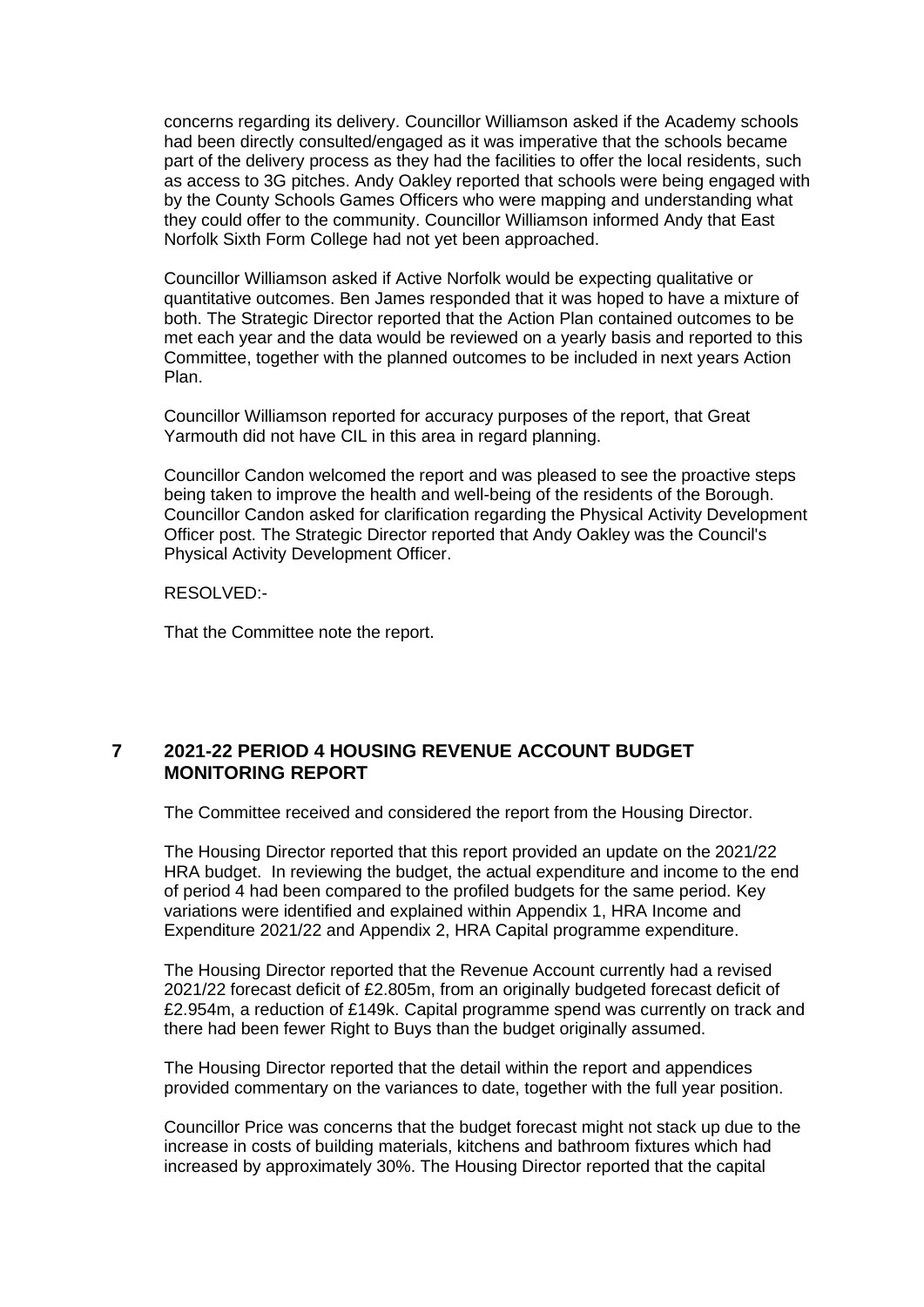concerns regarding its delivery. Councillor Williamson asked if the Academy schools had been directly consulted/engaged as it was imperative that the schools became part of the delivery process as they had the facilities to offer the local residents, such as access to 3G pitches. Andy Oakley reported that schools were being engaged with by the County Schools Games Officers who were mapping and understanding what they could offer to the community. Councillor Williamson informed Andy that East Norfolk Sixth Form College had not yet been approached.

Councillor Williamson asked if Active Norfolk would be expecting qualitative or quantitative outcomes. Ben James responded that it was hoped to have a mixture of both. The Strategic Director reported that the Action Plan contained outcomes to be met each year and the data would be reviewed on a yearly basis and reported to this Committee, together with the planned outcomes to be included in next years Action Plan.

Councillor Williamson reported for accuracy purposes of the report, that Great Yarmouth did not have CIL in this area in regard planning.

Councillor Candon welcomed the report and was pleased to see the proactive steps being taken to improve the health and well-being of the residents of the Borough. Councillor Candon asked for clarification regarding the Physical Activity Development Officer post. The Strategic Director reported that Andy Oakley was the Council's Physical Activity Development Officer.

RESOLVED:-

That the Committee note the report.

## 7 2021-22 PERIOD 4 HOUSING REVENUE ACCOUNT BUDGET MONITORING REPORT

The Committee received and considered the report from the Housing Director.

The Housing Director reported that this report provided an update on the 2021/22 HRA budget. In reviewing the budget, the actual expenditure and income to the end of period 4 had been compared to the profiled budgets for the same period. Key variations were identified and explained within Appendix 1, HRA Income and Expenditure 2021/22 and Appendix 2, HRA Capital programme expenditure.

The Housing Director reported that the Revenue Account currently had a revised 2021/22 forecast deficit of £2.805m, from an originally budgeted forecast deficit of £2.954m, a reduction of £149k. Capital programme spend was currently on track and there had been fewer Right to Buys than the budget originally assumed.

The Housing Director reported that the detail within the report and appendices provided commentary on the variances to date, together with the full year position.

Councillor Price was concerns that the budget forecast might not stack up due to the increase in costs of building materials, kitchens and bathroom fixtures which had increased by approximately 30%. The Housing Director reported that the capital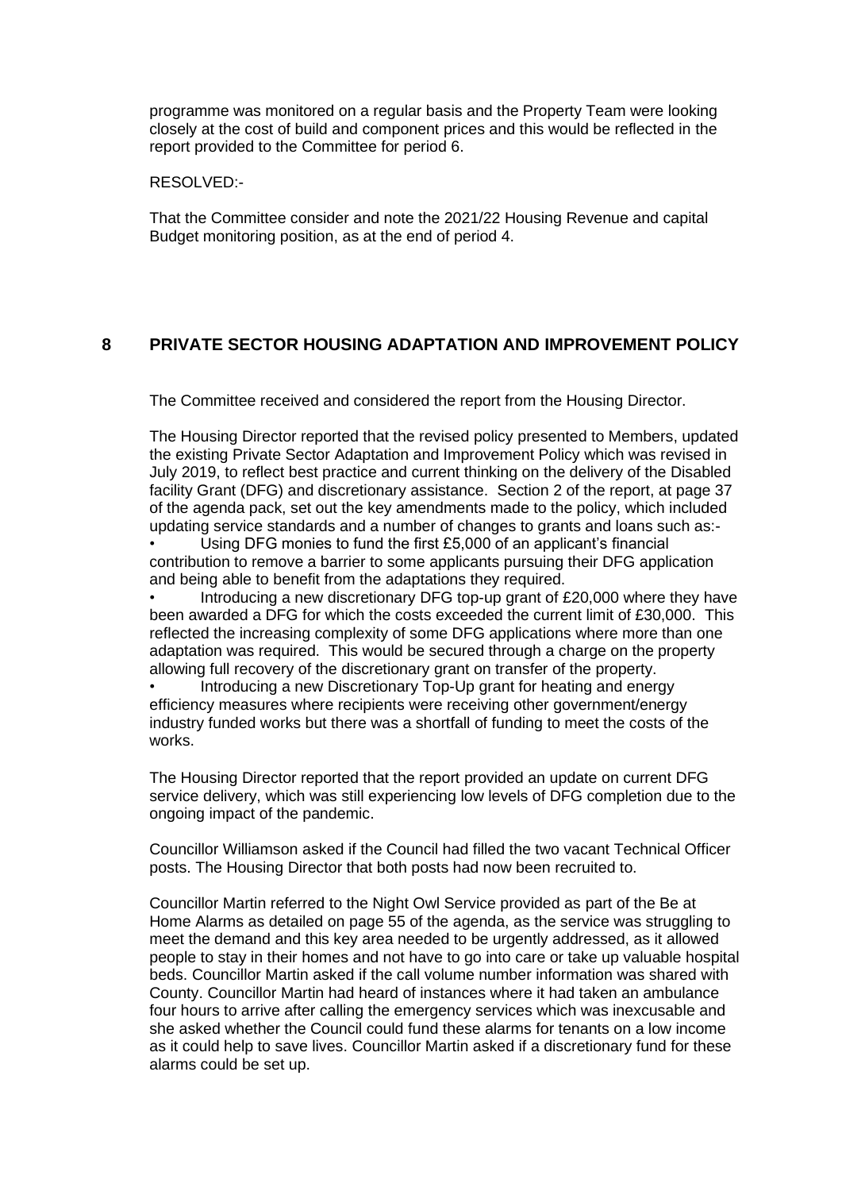programme was monitored on a regular basis and the Property Team were looking closely at the cost of build and component prices and this would be reflected in the report provided to the Committee for period 6.

RESOLVED:-

That the Committee consider and note the 2021/22 Housing Revenue and capital Budget monitoring position, as at the end of period 4.

## 8 PRIVATE SECTOR HOUSING ADAPTATION AND IMPROVEMENT POLICY

The Committee received and considered the report from the Housing Director.

The Housing Director reported that the revised policy presented to Members, updated the existing Private Sector Adaptation and Improvement Policy which was revised in July 2019, to reflect best practice and current thinking on the delivery of the Disabled facility Grant (DFG) and discretionary assistance. Section 2 of the report, at page 37 of the agenda pack, set out the key amendments made to the policy, which included updating service standards and a number of changes to grants and loans such as:-

- Using DFG monies to fund the first £5,000 of an applicant's financial contribution to remove a barrier to some applicants pursuing their DFG application and being able to benefit from the adaptations they required.
- Introducing a new discretionary DFG top-up grant of £20,000 where they have been awarded a DFG for which the costs exceeded the current limit of £30,000. This reflected the increasing complexity of some DFG applications where more than one adaptation was required. This would be secured through a charge on the property allowing full recovery of the discretionary grant on transfer of the property.
- Introducing a new Discretionary Top-Up grant for heating and energy efficiency measures where recipients were receiving other government/energy industry funded works but there was a shortfall of funding to meet the costs of the works.

The Housing Director reported that the report provided an update on current DFG service delivery, which was still experiencing low levels of DFG completion due to the ongoing impact of the pandemic.

Councillor Williamson asked if the Council had filled the two vacant Technical Officer posts. The Housing Director that both posts had now been recruited to.

Councillor Martin referred to the Night Owl Service provided as part of the Be at Home Alarms as detailed on page 55 of the agenda, as the service was struggling to meet the demand and this key area needed to be urgently addressed, as it allowed people to stay in their homes and not have to go into care or take up valuable hospital beds. Councillor Martin asked if the call volume number information was shared with County. Councillor Martin had heard of instances where it had taken an ambulance four hours to arrive after calling the emergency services which was inexcusable and she asked whether the Council could fund these alarms for tenants on a low income as it could help to save lives. Councillor Martin asked if a discretionary fund for these alarms could be set up.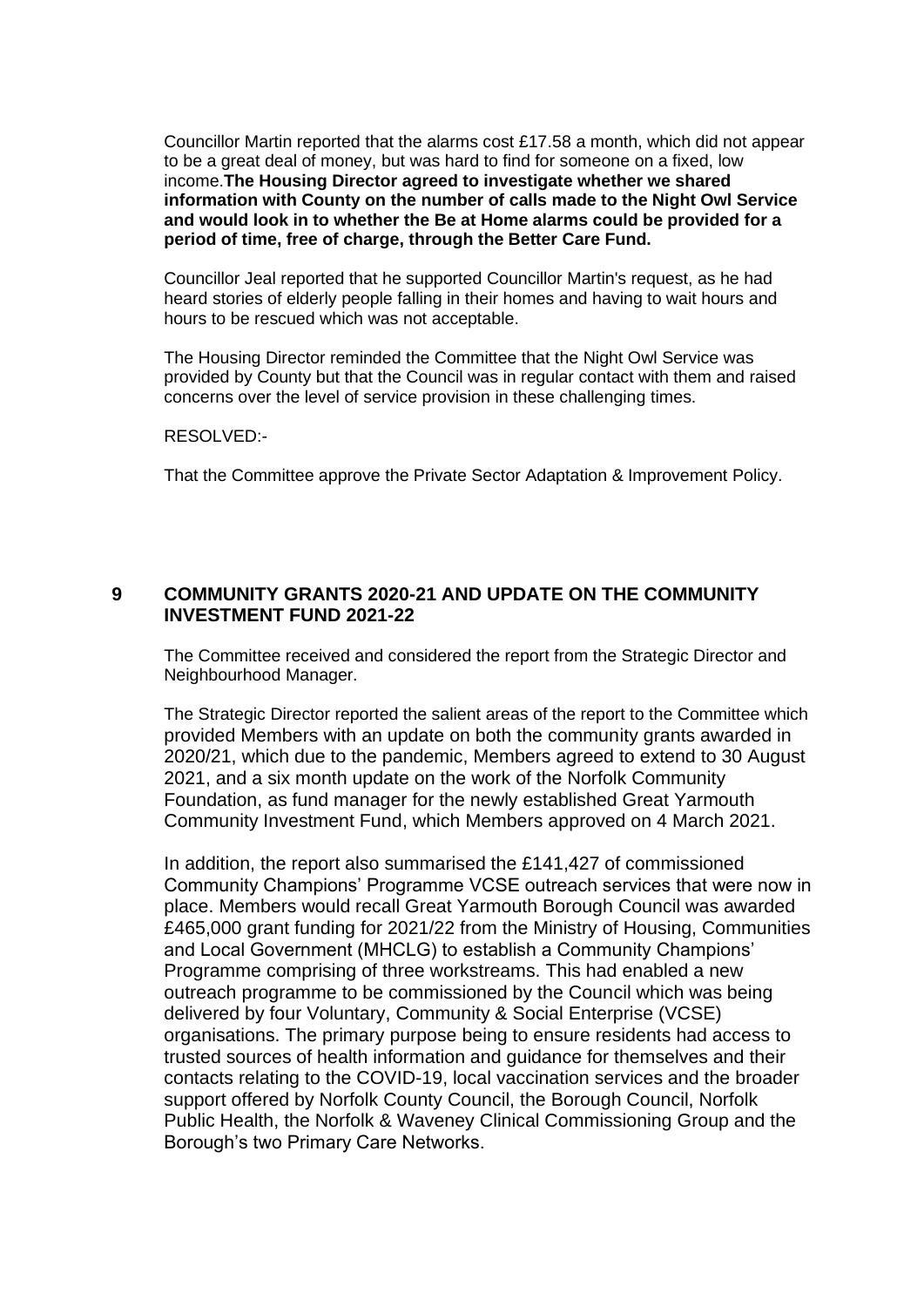Councillor Martin reported that the alarms cost £17.58 a month, which did not appear to be a great deal of money, but was hard to find for someone on a fixed, low income.**The Housing Director agreed to investigate whether we shared information with County on the number of calls made to the Night Owl Service and would look in to whether the Be at Home alarms could be provided for a period of time, free of charge, through the Better Care Fund.**

Councillor Jeal reported that he supported Councillor Martin's request, as he had heard stories of elderly people falling in their homes and having to wait hours and hours to be rescued which was not acceptable.

The Housing Director reminded the Committee that the Night Owl Service was provided by County but that the Council was in regular contact with them and raised concerns over the level of service provision in these challenging times.

RESOLVED:-

That the Committee approve the Private Sector Adaptation & Improvement Policy.

## 9 COMMUNITY GRANTS 2020-21 AND UPDATE ON THE COMMUNITY INVESTMENT FUND 2021-22

The Committee received and considered the report from the Strategic Director and Neighbourhood Manager.

The Strategic Director reported the salient areas of the report to the Committee which provided Members with an update on both the community grants awarded in 2020/21, which due to the pandemic, Members agreed to extend to 30 August 2021, and a six month update on the work of the Norfolk Community Foundation, as fund manager for the newly established Great Yarmouth Community Investment Fund, which Members approved on 4 March 2021.

In addition, the report also summarised the £141,427 of commissioned Community Champions' Programme VCSE outreach services that were now in place. Members would recall Great Yarmouth Borough Council was awarded £465,000 grant funding for 2021/22 from the Ministry of Housing, Communities and Local Government (MHCLG) to establish a Community Champions' Programme comprising of three workstreams. This had enabled a new outreach programme to be commissioned by the Council which was being delivered by four Voluntary, Community & Social Enterprise (VCSE) organisations. The primary purpose being to ensure residents had access to trusted sources of health information and guidance for themselves and their contacts relating to the COVID-19, local vaccination services and the broader support offered by Norfolk County Council, the Borough Council, Norfolk Public Health, the Norfolk & Waveney Clinical Commissioning Group and the Borough's two Primary Care Networks.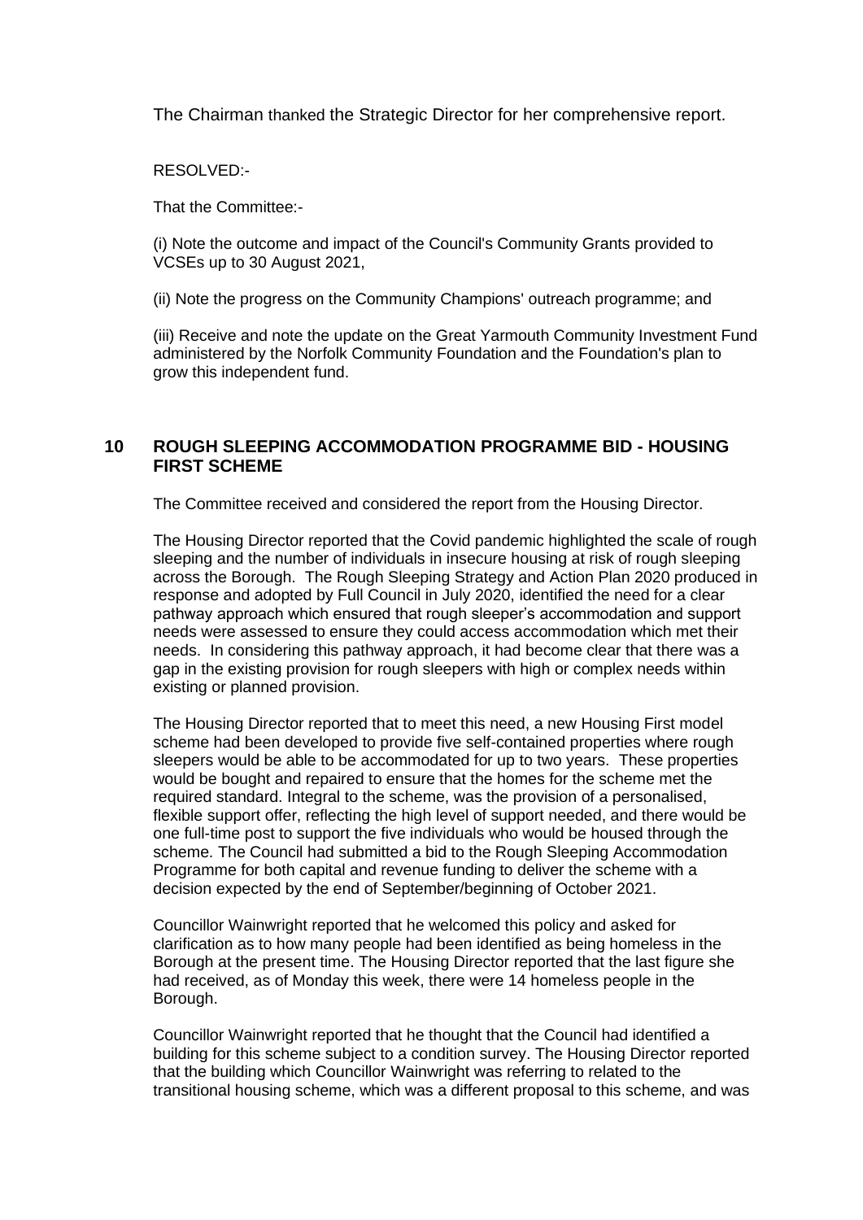The Chairman thanked the Strategic Director for her comprehensive report.

RESOLVED:-

That the Committee:-

(i) Note the outcome and impact of the Council's Community Grants provided to VCSEs up to 30 August 2021,

(ii) Note the progress on the Community Champions' outreach programme; and

(iii) Receive and note the update on the Great Yarmouth Community Investment Fund administered by the Norfolk Community Foundation and the Foundation's plan to grow this independent fund.

## 10 ROUGH SLEEPING ACCOMMODATION PROGRAMME BID - HOUSING FIRST SCHEME

The Committee received and considered the report from the Housing Director.

The Housing Director reported that the Covid pandemic highlighted the scale of rough sleeping and the number of individuals in insecure housing at risk of rough sleeping across the Borough. The Rough Sleeping Strategy and Action Plan 2020 produced in response and adopted by Full Council in July 2020, identified the need for a clear pathway approach which ensured that rough sleeper's accommodation and support needs were assessed to ensure they could access accommodation which met their needs. In considering this pathway approach, it had become clear that there was a gap in the existing provision for rough sleepers with high or complex needs within existing or planned provision.

The Housing Director reported that to meet this need, a new Housing First model scheme had been developed to provide five self-contained properties where rough sleepers would be able to be accommodated for up to two years. These properties would be bought and repaired to ensure that the homes for the scheme met the required standard. Integral to the scheme, was the provision of a personalised, flexible support offer, reflecting the high level of support needed, and there would be one full-time post to support the five individuals who would be housed through the scheme. The Council had submitted a bid to the Rough Sleeping Accommodation Programme for both capital and revenue funding to deliver the scheme with a decision expected by the end of September/beginning of October 2021.

Councillor Wainwright reported that he welcomed this policy and asked for clarification as to how many people had been identified as being homeless in the Borough at the present time. The Housing Director reported that the last figure she had received, as of Monday this week, there were 14 homeless people in the Borough.

Councillor Wainwright reported that he thought that the Council had identified a building for this scheme subject to a condition survey. The Housing Director reported that the building which Councillor Wainwright was referring to related to the transitional housing scheme, which was a different proposal to this scheme, and was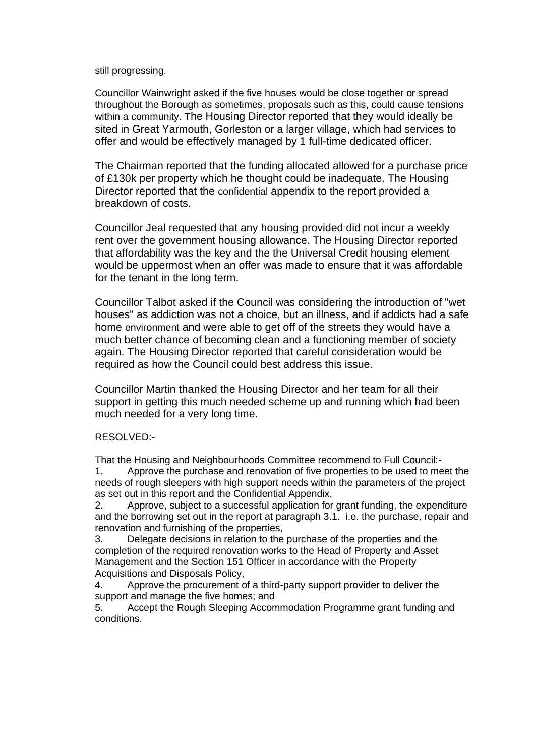still progressing.

Councillor Wainwright asked if the five houses would be close together or spread throughout the Borough as sometimes, proposals such as this, could cause tensions within a community. The Housing Director reported that they would ideally be sited in Great Yarmouth, Gorleston or a larger village, which had services to offer and would be effectively managed by 1 full-time dedicated officer.

The Chairman reported that the funding allocated allowed for a purchase price of £130k per property which he thought could be inadequate. The Housing Director reported that the confidential appendix to the report provided a breakdown of costs.

Councillor Jeal requested that any housing provided did not incur a weekly rent over the government housing allowance. The Housing Director reported that affordability was the key and the the Universal Credit housing element would be uppermost when an offer was made to ensure that it was affordable for the tenant in the long term.

Councillor Talbot asked if the Council was considering the introduction of "wet houses" as addiction was not a choice, but an illness, and if addicts had a safe home environment and were able to get off of the streets they would have a much better chance of becoming clean and a functioning member of society again. The Housing Director reported that careful consideration would be required as how the Council could best address this issue.

Councillor Martin thanked the Housing Director and her team for all their support in getting this much needed scheme up and running which had been much needed for a very long time.

RESOLVED:-

That the Housing and Neighbourhoods Committee recommend to Full Council:-

1. Approve the purchase and renovation of five properties to be used to meet the needs of rough sleepers with high support needs within the parameters of the project as set out in this report and the Confidential Appendix,
2. Approve, subject to a successful application for grant funding, the expenditure and the borrowing set out in the report at paragraph 3.1. i.e. the purchase, repair and renovation and furnishing of the properties,
3. Delegate decisions in relation to the purchase of the properties and the completion of the required renovation works to the Head of Property and Asset Management and the Section 151 Officer in accordance with the Property Acquisitions and Disposals Policy,
4. Approve the procurement of a third-party support provider to deliver the support and manage the five homes; and
5. Accept the Rough Sleeping Accommodation Programme grant funding and conditions.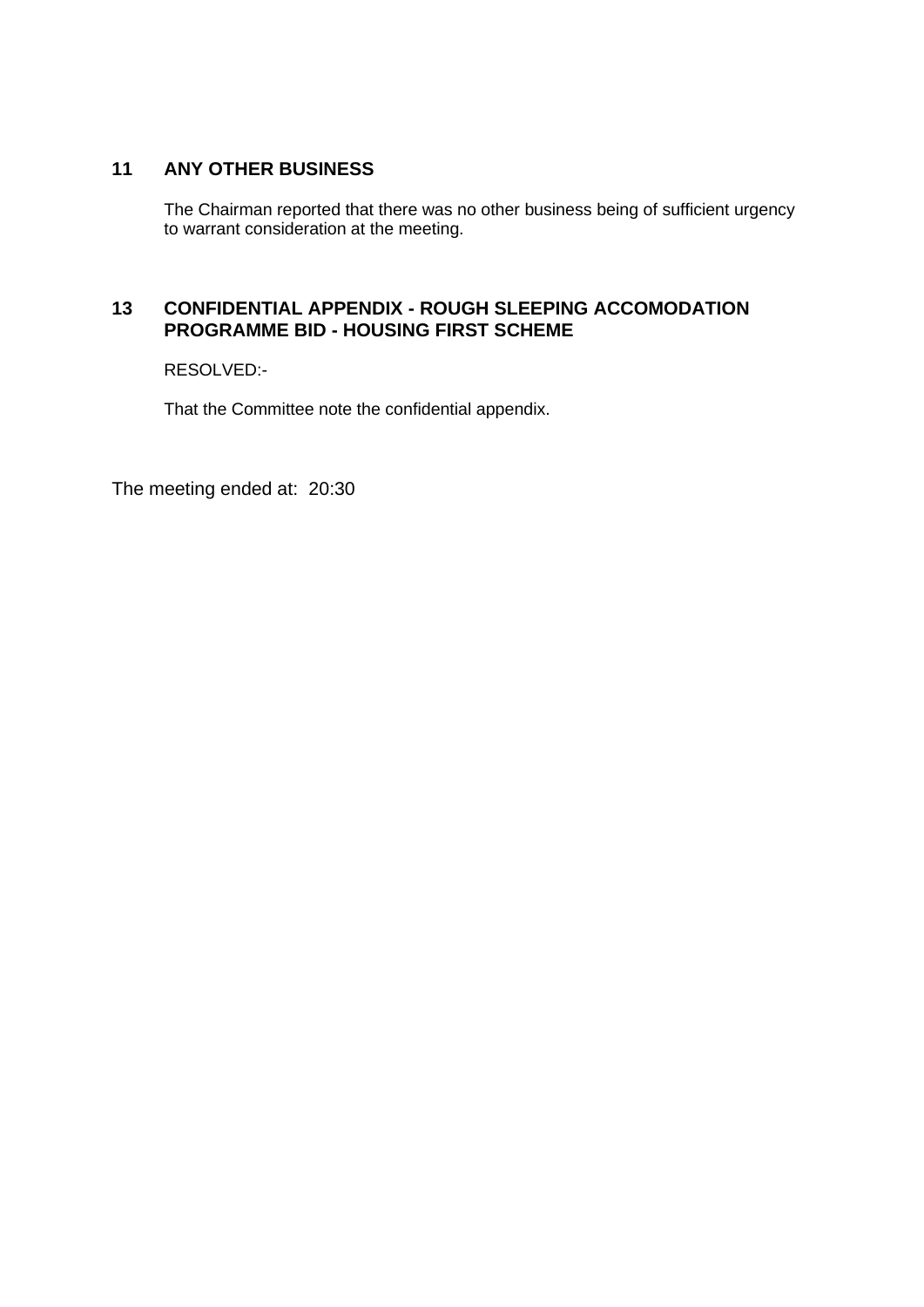## 11 ANY OTHER BUSINESS

The Chairman reported that there was no other business being of sufficient urgency to warrant consideration at the meeting.

## 13 CONFIDENTIAL APPENDIX - ROUGH SLEEPING ACCOMODATION PROGRAMME BID - HOUSING FIRST SCHEME

RESOLVED:-

That the Committee note the confidential appendix.

The meeting ended at: 20:30